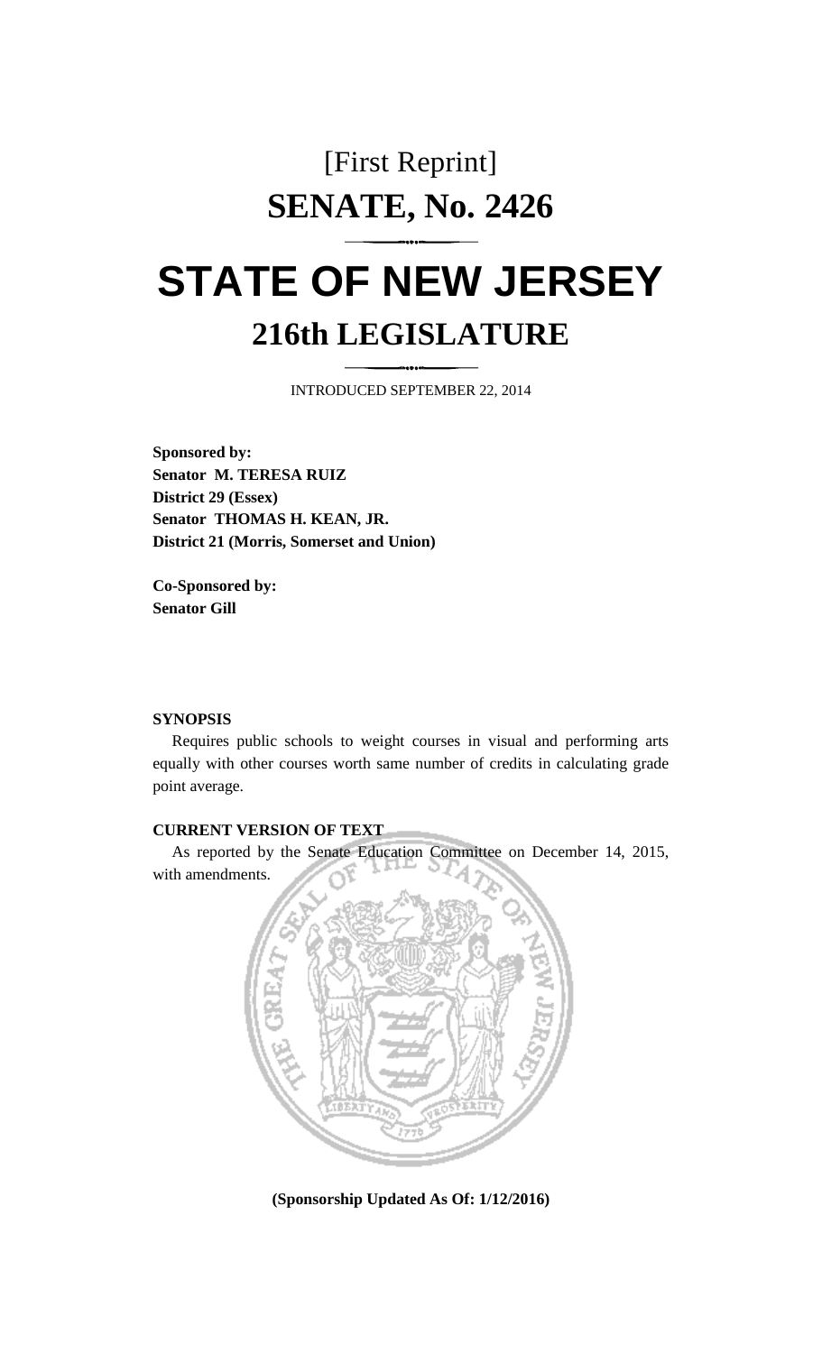[First Reprint]

# SENATE, No. 2426

# STATE OF NEW JERSEY

## 216th LEGISLATURE

INTRODUCED SEPTEMBER 22, 2014

**Sponsored by:**
**Senator M. TERESA RUIZ**
**District 29 (Essex)**
**Senator THOMAS H. KEAN, JR.**
**District 21 (Morris, Somerset and Union)**

**Co-Sponsored by:**
**Senator Gill**

**SYNOPSIS**

Requires public schools to weight courses in visual and performing arts equally with other courses worth same number of credits in calculating grade point average.

**CURRENT VERSION OF TEXT**

As reported by the Senate Education Committee on December 14, 2015, with amendments.

**(Sponsorship Updated As Of: 1/12/2016)**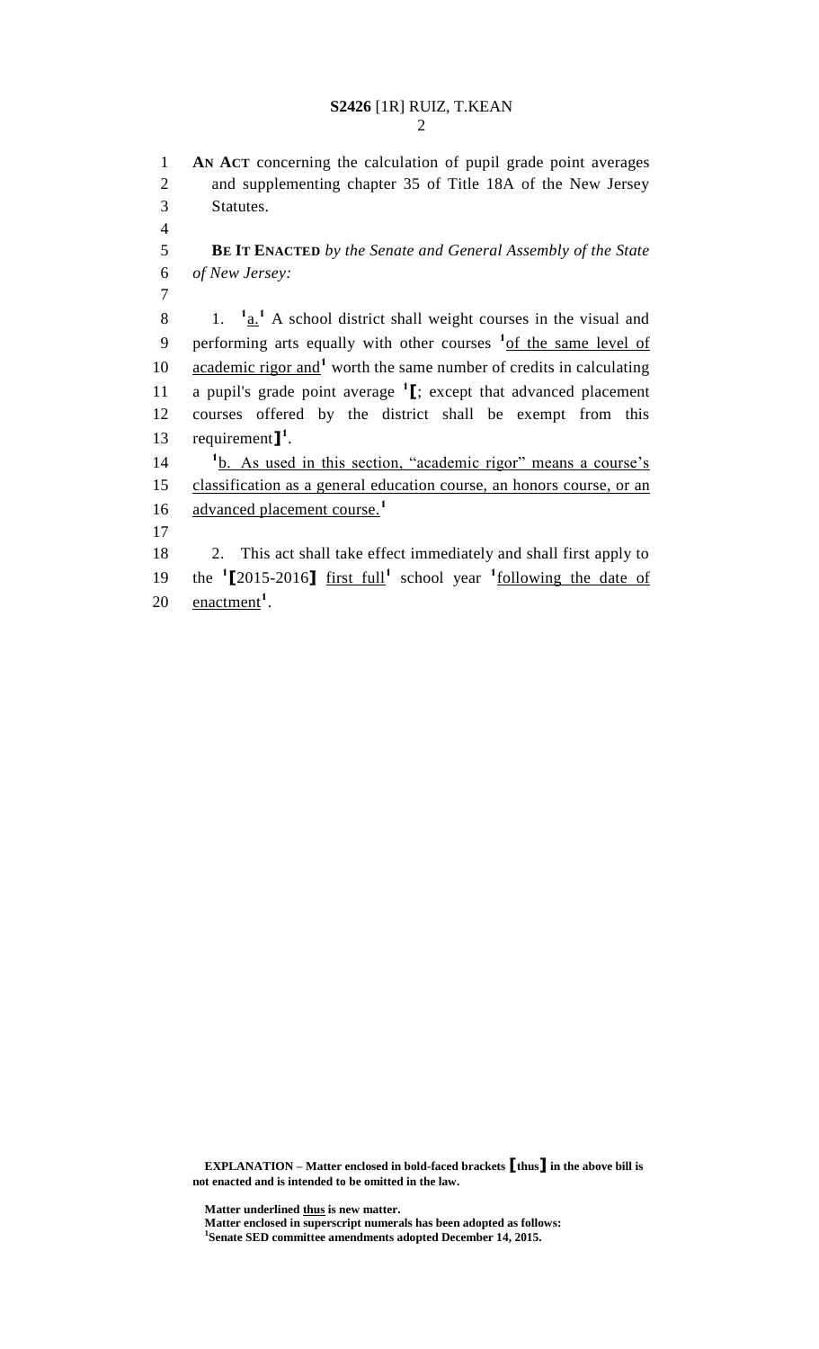**AN ACT** concerning the calculation of pupil grade point averages and supplementing chapter 35 of Title 18A of the New Jersey Statutes.

**BE IT ENACTED** *by the Senate and General Assembly of the State of New Jersey:*

1. [1]<u>a.</u>[1] A school district shall weight courses in the visual and performing arts equally with other courses [1]<u>of the same level of academic rigor and</u>[1] worth the same number of credits in calculating a pupil's grade point average [1]**[**; except that advanced placement courses offered by the district shall be exempt from this requirement**]**[1].

[1]<u>b. As used in this section, "academic rigor" means a course's classification as a general education course, an honors course, or an advanced placement course.</u>[1]

2. This act shall take effect immediately and shall first apply to the [1]**[**2015-2016**]** <u>first full</u>[1] school year [1]<u>following the date of enactment</u>[1].

**EXPLANATION – Matter enclosed in bold-faced brackets [thus] in the above bill is not enacted and is intended to be omitted in the law.**

**Matter underlined <u>thus</u> is new matter.**
**Matter enclosed in superscript numerals has been adopted as follows:**
**[1]Senate SED committee amendments adopted December 14, 2015.**